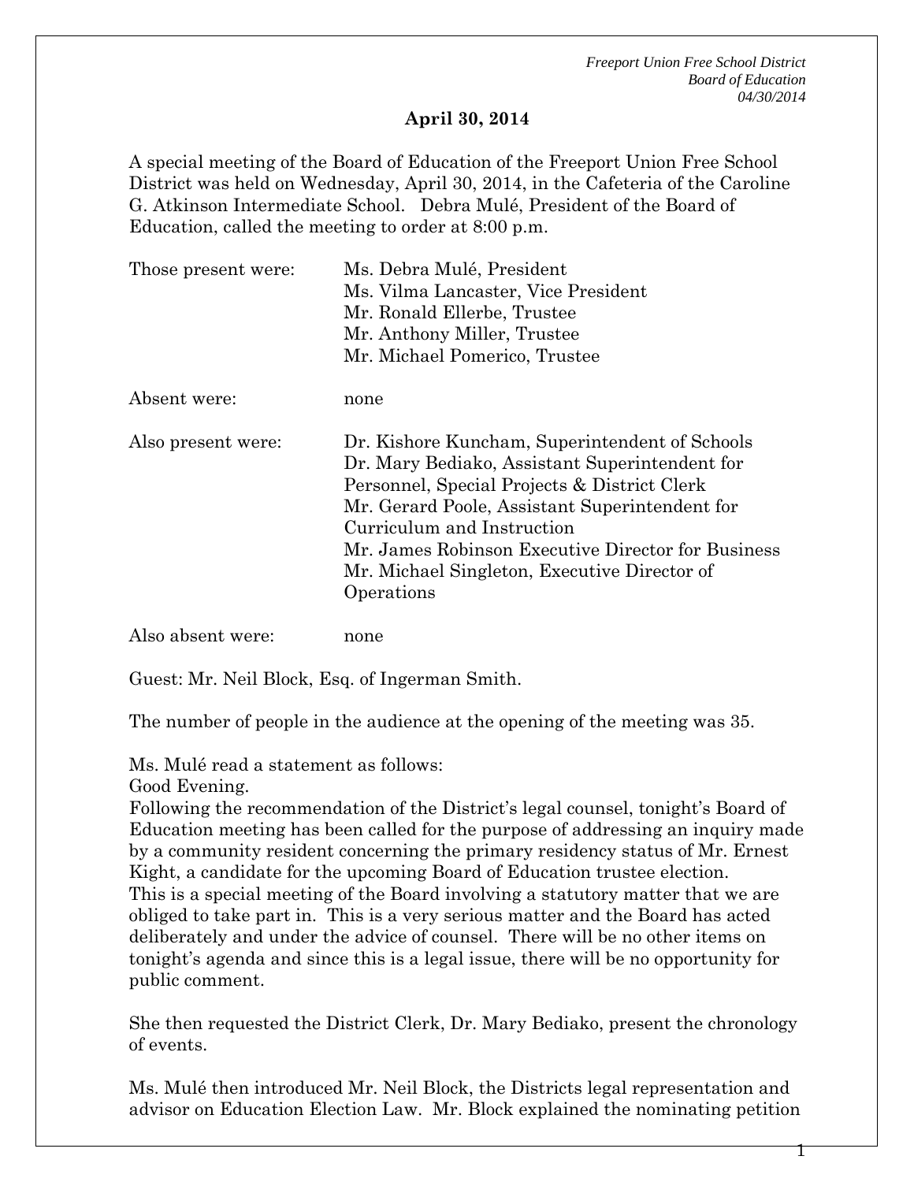## April 30, 2014

A special meeting of the Board of Education of the Freeport Union Free School District was held on Wednesday, April 30, 2014, in the Cafeteria of the Caroline G. Atkinson Intermediate School. Debra Mulé, President of the Board of Education, called the meeting to order at 8:00 p.m.

| | |
|---|---|
| Those present were: | Ms. Debra Mulé, President<br>Ms. Vilma Lancaster, Vice President<br>Mr. Ronald Ellerbe, Trustee<br>Mr. Anthony Miller, Trustee<br>Mr. Michael Pomerico, Trustee |
| Absent were: | none |
| Also present were: | Dr. Kishore Kuncham, Superintendent of Schools<br>Dr. Mary Bediako, Assistant Superintendent for Personnel, Special Projects & District Clerk<br>Mr. Gerard Poole, Assistant Superintendent for Curriculum and Instruction<br>Mr. James Robinson Executive Director for Business<br>Mr. Michael Singleton, Executive Director of Operations |
| Also absent were: | none |

Guest: Mr. Neil Block, Esq. of Ingerman Smith.

The number of people in the audience at the opening of the meeting was 35.

Ms. Mulé read a statement as follows:
Good Evening.
Following the recommendation of the District's legal counsel, tonight's Board of Education meeting has been called for the purpose of addressing an inquiry made by a community resident concerning the primary residency status of Mr. Ernest Kight, a candidate for the upcoming Board of Education trustee election.
This is a special meeting of the Board involving a statutory matter that we are obliged to take part in. This is a very serious matter and the Board has acted deliberately and under the advice of counsel. There will be no other items on tonight's agenda and since this is a legal issue, there will be no opportunity for public comment.

She then requested the District Clerk, Dr. Mary Bediako, present the chronology of events.

Ms. Mulé then introduced Mr. Neil Block, the Districts legal representation and advisor on Education Election Law. Mr. Block explained the nominating petition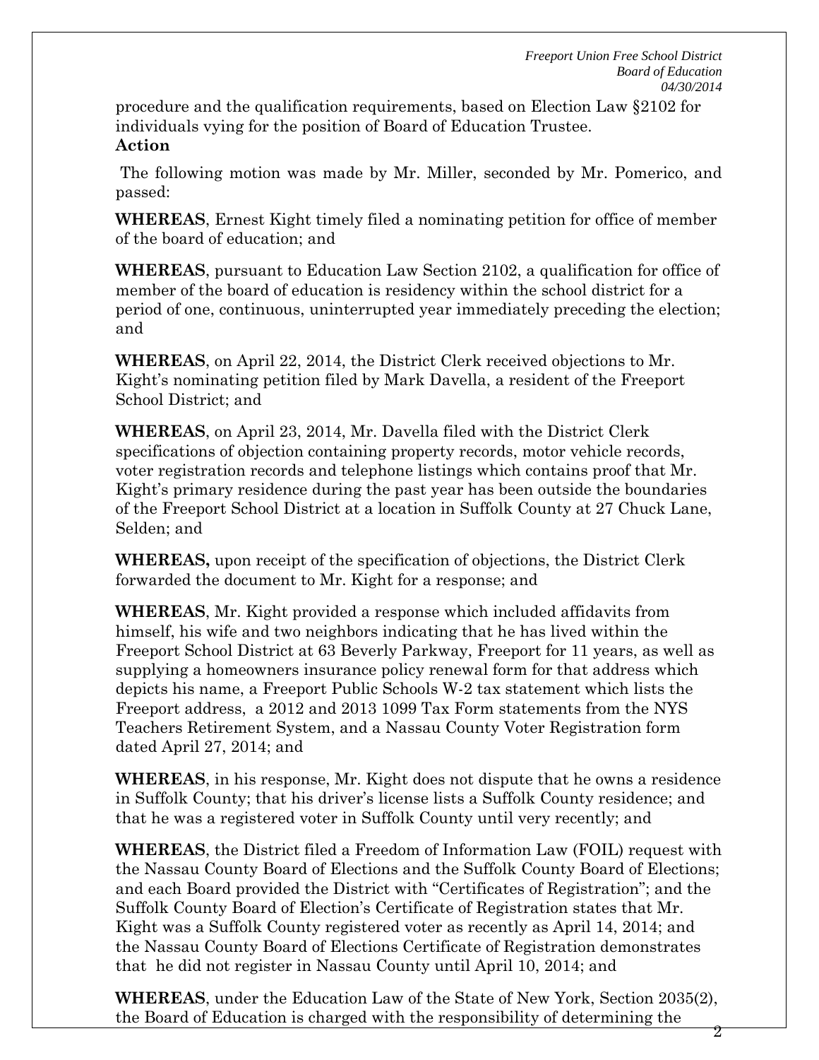procedure and the qualification requirements, based on Election Law §2102 for individuals vying for the position of Board of Education Trustee.

**Action**

The following motion was made by Mr. Miller, seconded by Mr. Pomerico, and passed:

**WHEREAS**, Ernest Kight timely filed a nominating petition for office of member of the board of education; and

**WHEREAS**, pursuant to Education Law Section 2102, a qualification for office of member of the board of education is residency within the school district for a period of one, continuous, uninterrupted year immediately preceding the election; and

**WHEREAS**, on April 22, 2014, the District Clerk received objections to Mr. Kight's nominating petition filed by Mark Davella, a resident of the Freeport School District; and

**WHEREAS**, on April 23, 2014, Mr. Davella filed with the District Clerk specifications of objection containing property records, motor vehicle records, voter registration records and telephone listings which contains proof that Mr. Kight's primary residence during the past year has been outside the boundaries of the Freeport School District at a location in Suffolk County at 27 Chuck Lane, Selden; and

**WHEREAS,** upon receipt of the specification of objections, the District Clerk forwarded the document to Mr. Kight for a response; and

**WHEREAS**, Mr. Kight provided a response which included affidavits from himself, his wife and two neighbors indicating that he has lived within the Freeport School District at 63 Beverly Parkway, Freeport for 11 years, as well as supplying a homeowners insurance policy renewal form for that address which depicts his name, a Freeport Public Schools W-2 tax statement which lists the Freeport address, a 2012 and 2013 1099 Tax Form statements from the NYS Teachers Retirement System, and a Nassau County Voter Registration form dated April 27, 2014; and

**WHEREAS**, in his response, Mr. Kight does not dispute that he owns a residence in Suffolk County; that his driver's license lists a Suffolk County residence; and that he was a registered voter in Suffolk County until very recently; and

**WHEREAS**, the District filed a Freedom of Information Law (FOIL) request with the Nassau County Board of Elections and the Suffolk County Board of Elections; and each Board provided the District with "Certificates of Registration"; and the Suffolk County Board of Election's Certificate of Registration states that Mr. Kight was a Suffolk County registered voter as recently as April 14, 2014; and the Nassau County Board of Elections Certificate of Registration demonstrates that he did not register in Nassau County until April 10, 2014; and

**WHEREAS**, under the Education Law of the State of New York, Section 2035(2), the Board of Education is charged with the responsibility of determining the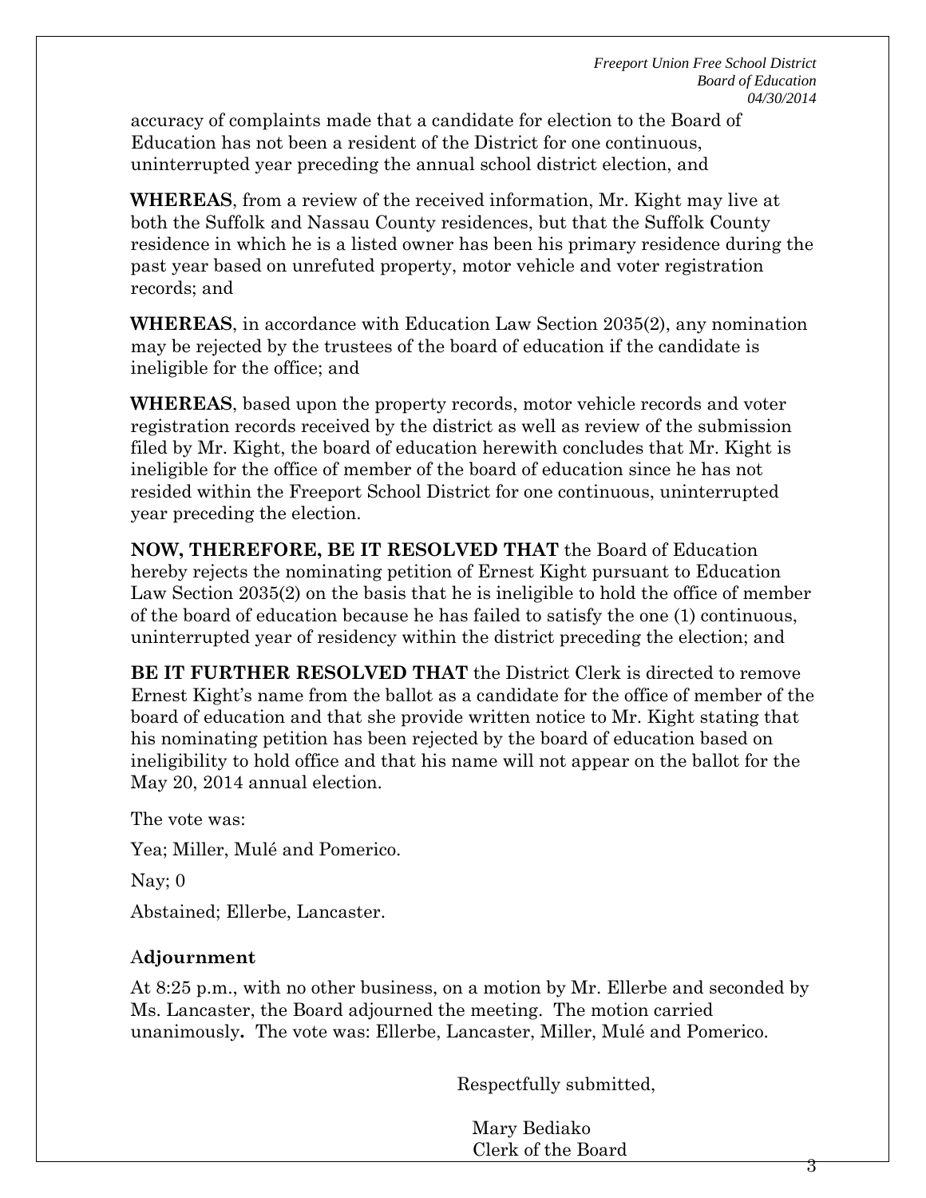accuracy of complaints made that a candidate for election to the Board of Education has not been a resident of the District for one continuous, uninterrupted year preceding the annual school district election, and

**WHEREAS**, from a review of the received information, Mr. Kight may live at both the Suffolk and Nassau County residences, but that the Suffolk County residence in which he is a listed owner has been his primary residence during the past year based on unrefuted property, motor vehicle and voter registration records; and

**WHEREAS**, in accordance with Education Law Section 2035(2), any nomination may be rejected by the trustees of the board of education if the candidate is ineligible for the office; and

**WHEREAS**, based upon the property records, motor vehicle records and voter registration records received by the district as well as review of the submission filed by Mr. Kight, the board of education herewith concludes that Mr. Kight is ineligible for the office of member of the board of education since he has not resided within the Freeport School District for one continuous, uninterrupted year preceding the election.

**NOW, THEREFORE, BE IT RESOLVED THAT** the Board of Education hereby rejects the nominating petition of Ernest Kight pursuant to Education Law Section 2035(2) on the basis that he is ineligible to hold the office of member of the board of education because he has failed to satisfy the one (1) continuous, uninterrupted year of residency within the district preceding the election; and

**BE IT FURTHER RESOLVED THAT** the District Clerk is directed to remove Ernest Kight's name from the ballot as a candidate for the office of member of the board of education and that she provide written notice to Mr. Kight stating that his nominating petition has been rejected by the board of education based on ineligibility to hold office and that his name will not appear on the ballot for the May 20, 2014 annual election.

The vote was:

Yea; Miller, Mulé and Pomerico.

Nay; 0

Abstained; Ellerbe, Lancaster.

### Adjournment

At 8:25 p.m., with no other business, on a motion by Mr. Ellerbe and seconded by Ms. Lancaster, the Board adjourned the meeting. The motion carried unanimously**.** The vote was: Ellerbe, Lancaster, Miller, Mulé and Pomerico.

Respectfully submitted,

Mary Bediako
Clerk of the Board